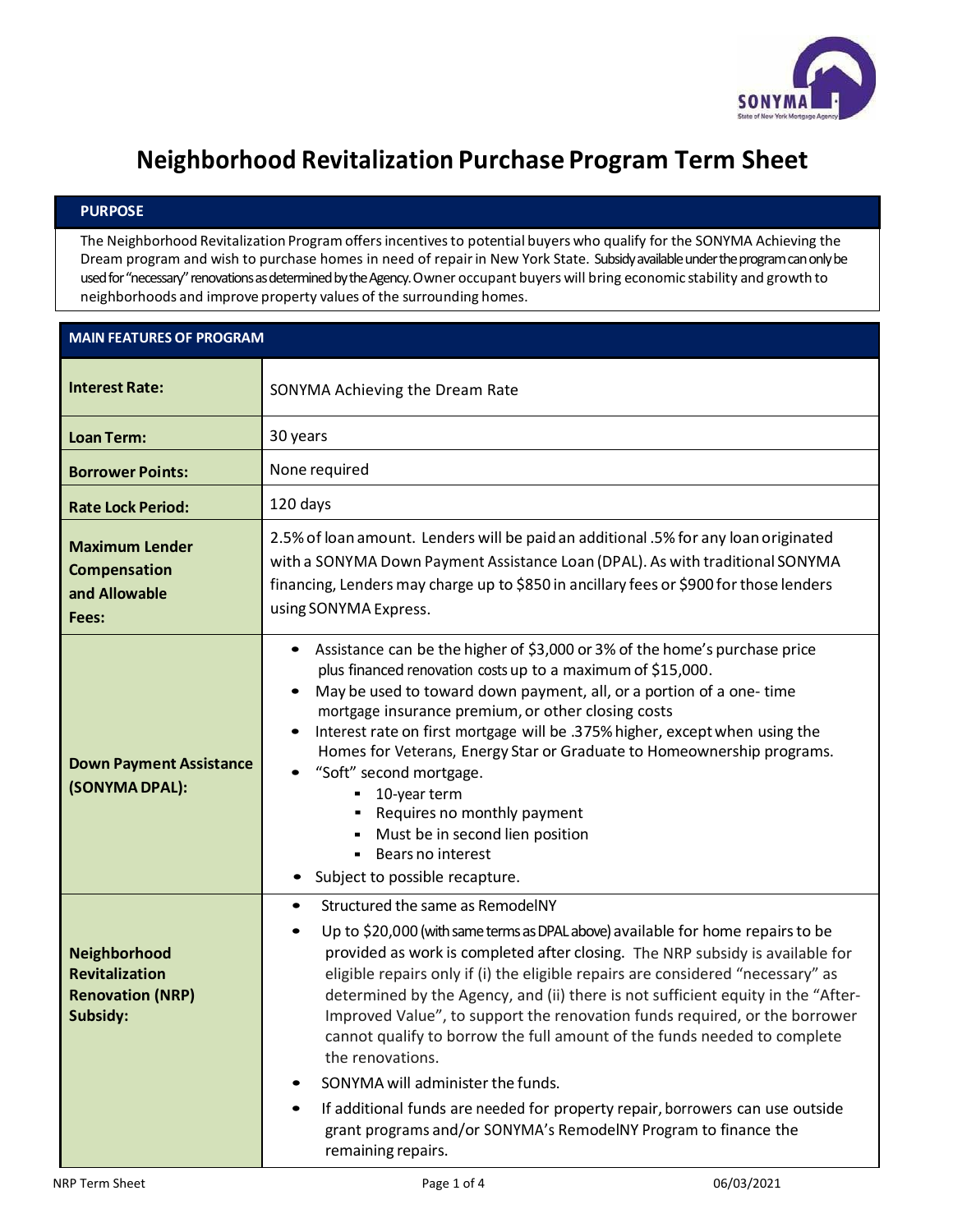# Neighborhood Revitalization Purchase Program Term Sheet

## PURPOSE

The Neighborhood Revitalization Program offers incentives to potential buyers who qualify for the SONYMA Achieving the Dream program and wish to purchase homes in need of repair in New York State. Subsidy available under the program can only be used for "necessary" renovations as determined by the Agency. Owner occupant buyers will bring economic stability and growth to neighborhoods and improve property values of the surrounding homes.

| MAIN FEATURES OF PROGRAM | |
|---|---|
| **Interest Rate:** | SONYMA Achieving the Dream Rate |
| **Loan Term:** | 30 years |
| **Borrower Points:** | None required |
| **Rate Lock Period:** | 120 days |
| **Maximum Lender Compensation and Allowable Fees:** | 2.5% of loan amount. Lenders will be paid an additional .5% for any loan originated with a SONYMA Down Payment Assistance Loan (DPAL). As with traditional SONYMA financing, Lenders may charge up to \$850 in ancillary fees or \$900 for those lenders using SONYMA Express. |
| **Down Payment Assistance (SONYMA DPAL):** | • Assistance can be the higher of \$3,000 or 3% of the home's purchase price plus financed renovation costs up to a maximum of \$15,000.<br>• May be used to toward down payment, all, or a portion of a one- time mortgage insurance premium, or other closing costs<br>• Interest rate on first mortgage will be .375% higher, except when using the Homes for Veterans, Energy Star or Graduate to Homeownership programs.<br>• "Soft" second mortgage.<br>&nbsp;&nbsp;&nbsp;▪ 10-year term<br>&nbsp;&nbsp;&nbsp;▪ Requires no monthly payment<br>&nbsp;&nbsp;&nbsp;▪ Must be in second lien position<br>&nbsp;&nbsp;&nbsp;▪ Bears no interest<br>• Subject to possible recapture. |
| **Neighborhood Revitalization Renovation (NRP) Subsidy:** | • Structured the same as RemodelNY<br>• Up to \$20,000 (with same terms as DPAL above) available for home repairs to be provided as work is completed after closing. The NRP subsidy is available for eligible repairs only if (i) the eligible repairs are considered "necessary" as determined by the Agency, and (ii) there is not sufficient equity in the "After-Improved Value", to support the renovation funds required, or the borrower cannot qualify to borrow the full amount of the funds needed to complete the renovations.<br>• SONYMA will administer the funds.<br>• If additional funds are needed for property repair, borrowers can use outside grant programs and/or SONYMA's RemodelNY Program to finance the remaining repairs. |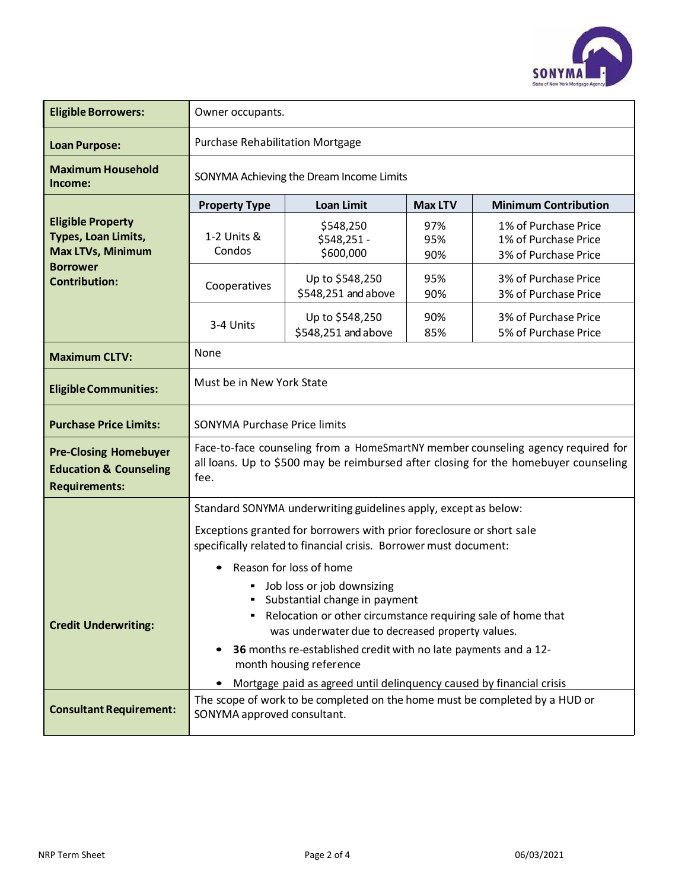| | | | | |
|---|---|---|---|---|
| **Eligible Borrowers:** | Owner occupants. | | | |
| **Loan Purpose:** | Purchase Rehabilitation Mortgage | | | |
| **Maximum Household Income:** | SONYMA Achieving the Dream Income Limits | | | |
| **Eligible Property Types, Loan Limits, Max LTVs, Minimum Borrower Contribution:** | **Property Type** | **Loan Limit** | **Max LTV** | **Minimum Contribution** |
| | 1-2 Units & Condos | $548,250<br>$548,251 - $600,000 | 97%<br>95%<br>90% | 1% of Purchase Price<br>1% of Purchase Price<br>3% of Purchase Price |
| | Cooperatives | Up to $548,250<br>$548,251 and above | 95%<br>90% | 3% of Purchase Price<br>3% of Purchase Price |
| | 3-4 Units | Up to $548,250<br>$548,251 and above | 90%<br>85% | 3% of Purchase Price<br>5% of Purchase Price |
| **Maximum CLTV:** | None | | | |
| **Eligible Communities:** | Must be in New York State | | | |
| **Purchase Price Limits:** | SONYMA Purchase Price limits | | | |
| **Pre-Closing Homebuyer Education & Counseling Requirements:** | Face-to-face counseling from a HomeSmartNY member counseling agency required for all loans. Up to $500 may be reimbursed after closing for the homebuyer counseling fee. | | | |
| **Credit Underwriting:** | Standard SONYMA underwriting guidelines apply, except as below:<br><br>Exceptions granted for borrowers with prior foreclosure or short sale specifically related to financial crisis. Borrower must document:<br><br>• Reason for loss of home<br>&nbsp;&nbsp;▪ Job loss or job downsizing<br>&nbsp;&nbsp;▪ Substantial change in payment<br>&nbsp;&nbsp;▪ Relocation or other circumstance requiring sale of home that was underwater due to decreased property values.<br>• **36** months re-established credit with no late payments and a 12-month housing reference<br>• Mortgage paid as agreed until delinquency caused by financial crisis | | | |
| **Consultant Requirement:** | The scope of work to be completed on the home must be completed by a HUD or SONYMA approved consultant. | | | |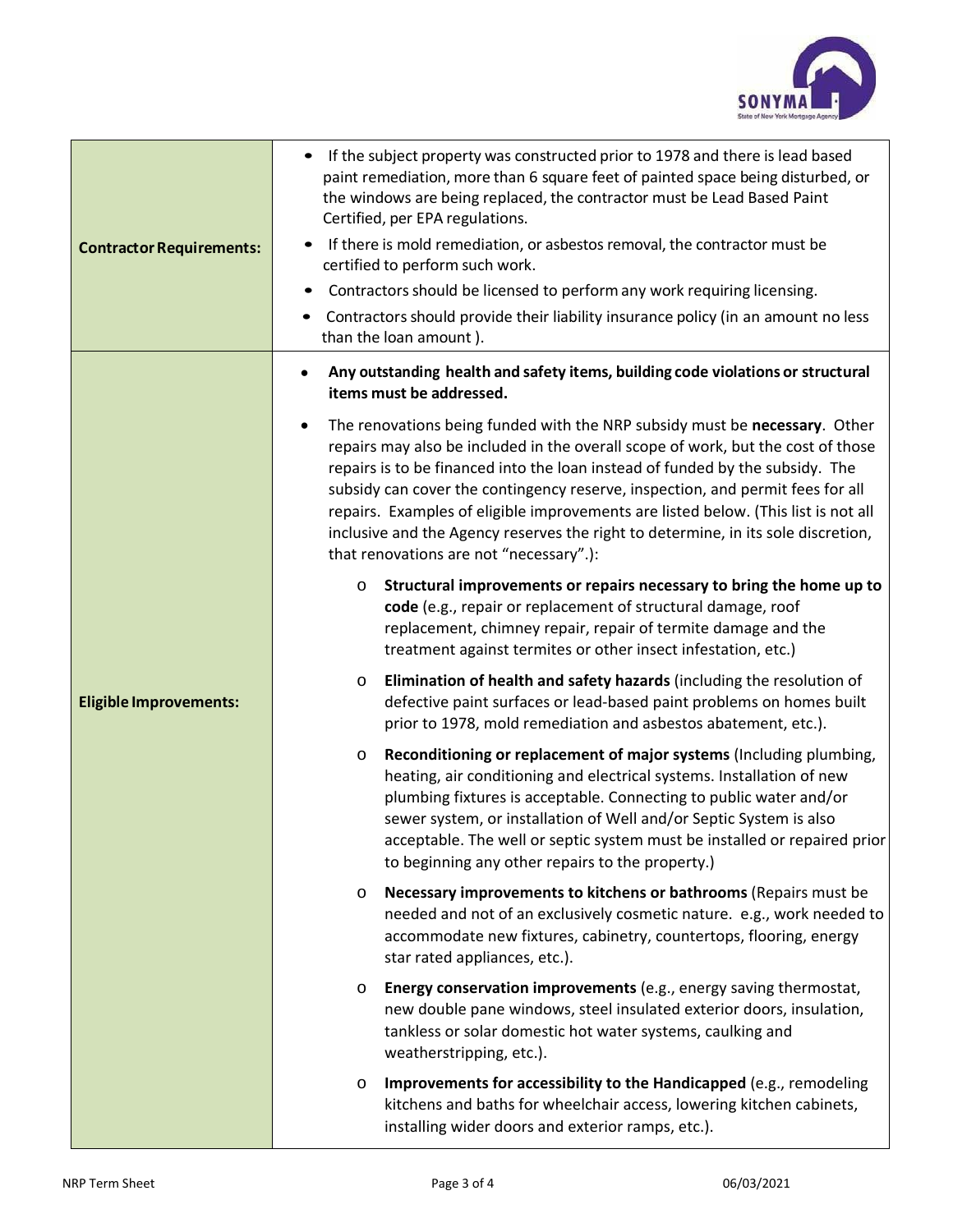| | |
|---|---|
| **Contractor Requirements:** | • If the subject property was constructed prior to 1978 and there is lead based paint remediation, more than 6 square feet of painted space being disturbed, or the windows are being replaced, the contractor must be Lead Based Paint Certified, per EPA regulations.<br>• If there is mold remediation, or asbestos removal, the contractor must be certified to perform such work.<br>• Contractors should be licensed to perform any work requiring licensing.<br>• Contractors should provide their liability insurance policy (in an amount no less than the loan amount ). |
| **Eligible Improvements:** | • **Any outstanding health and safety items, building code violations or structural items must be addressed.**<br>• The renovations being funded with the NRP subsidy must be **necessary**. Other repairs may also be included in the overall scope of work, but the cost of those repairs is to be financed into the loan instead of funded by the subsidy. The subsidy can cover the contingency reserve, inspection, and permit fees for all repairs. Examples of eligible improvements are listed below. (This list is not all inclusive and the Agency reserves the right to determine, in its sole discretion, that renovations are not "necessary".):<br>  o **Structural improvements or repairs necessary to bring the home up to code** (e.g., repair or replacement of structural damage, roof replacement, chimney repair, repair of termite damage and the treatment against termites or other insect infestation, etc.)<br>  o **Elimination of health and safety hazards** (including the resolution of defective paint surfaces or lead-based paint problems on homes built prior to 1978, mold remediation and asbestos abatement, etc.).<br>  o **Reconditioning or replacement of major systems** (Including plumbing, heating, air conditioning and electrical systems. Installation of new plumbing fixtures is acceptable. Connecting to public water and/or sewer system, or installation of Well and/or Septic System is also acceptable. The well or septic system must be installed or repaired prior to beginning any other repairs to the property.)<br>  o **Necessary improvements to kitchens or bathrooms** (Repairs must be needed and not of an exclusively cosmetic nature. e.g., work needed to accommodate new fixtures, cabinetry, countertops, flooring, energy star rated appliances, etc.).<br>  o **Energy conservation improvements** (e.g., energy saving thermostat, new double pane windows, steel insulated exterior doors, insulation, tankless or solar domestic hot water systems, caulking and weatherstripping, etc.).<br>  o **Improvements for accessibility to the Handicapped** (e.g., remodeling kitchens and baths for wheelchair access, lowering kitchen cabinets, installing wider doors and exterior ramps, etc.). |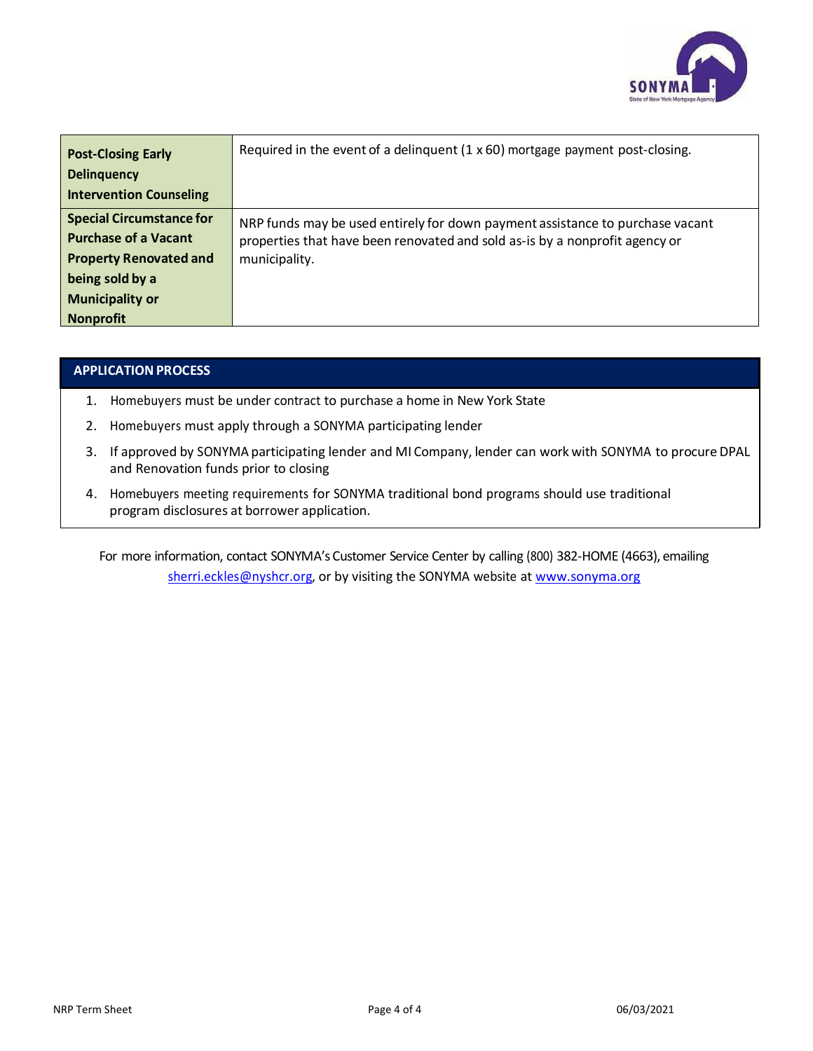| | |
|---|---|
| **Post-Closing Early Delinquency Intervention Counseling** | Required in the event of a delinquent (1 x 60) mortgage payment post-closing. |
| **Special Circumstance for Purchase of a Vacant Property Renovated and being sold by a Municipality or Nonprofit** | NRP funds may be used entirely for down payment assistance to purchase vacant properties that have been renovated and sold as-is by a nonprofit agency or municipality. |

## APPLICATION PROCESS

1. Homebuyers must be under contract to purchase a home in New York State
2. Homebuyers must apply through a SONYMA participating lender
3. If approved by SONYMA participating lender and MI Company, lender can work with SONYMA to procure DPAL and Renovation funds prior to closing
4. Homebuyers meeting requirements for SONYMA traditional bond programs should use traditional program disclosures at borrower application.

For more information, contact SONYMA's Customer Service Center by calling (800) 382-HOME (4663), emailing sherri.eckles@nyshcr.org, or by visiting the SONYMA website at www.sonyma.org